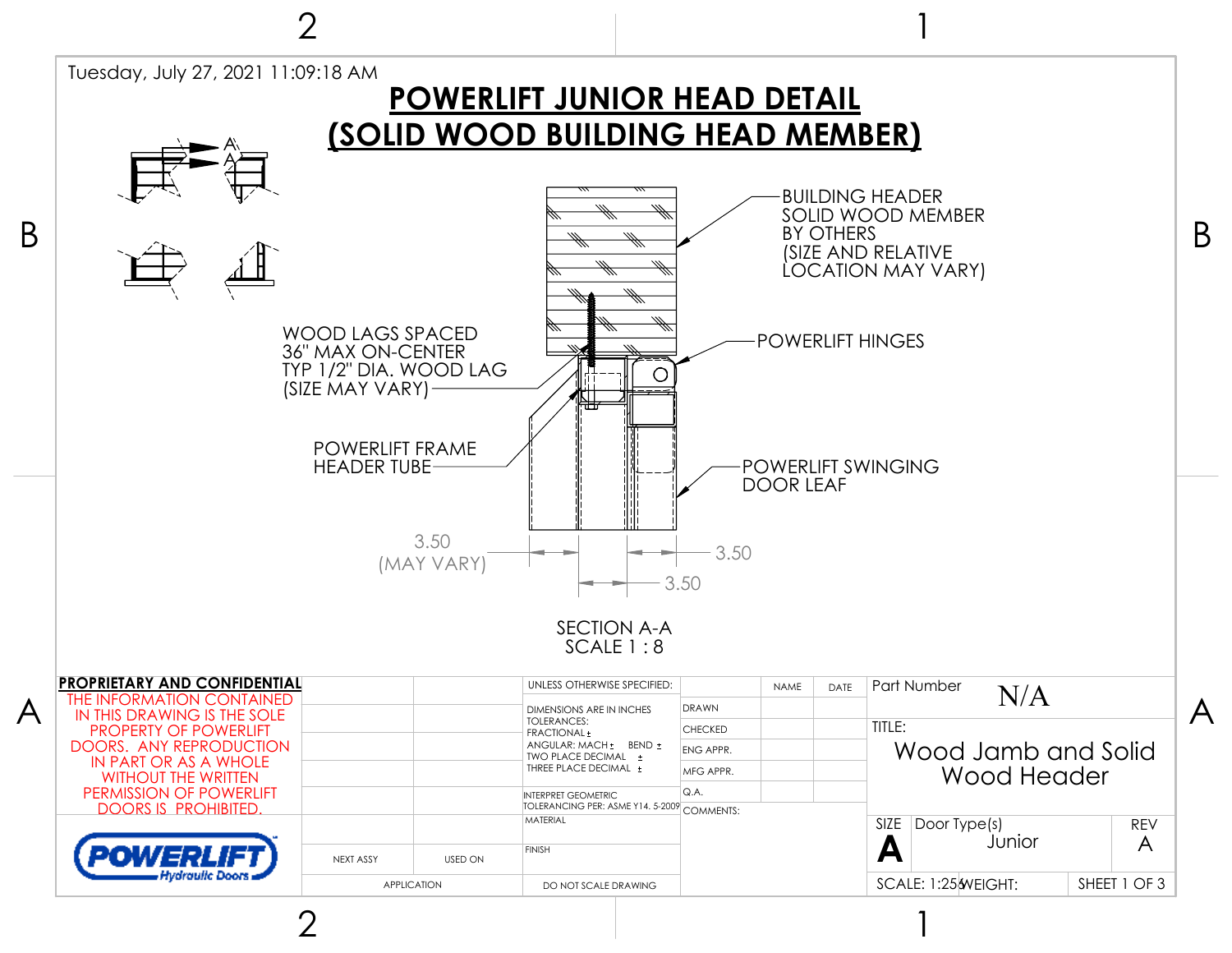Tuesday, July 27, 2021 11:09:18 AM

# POWERLIFT JUNIOR HEAD DETAIL
# (SOLID WOOD BUILDING HEAD MEMBER)

BUILDING HEADER SOLID WOOD MEMBER BY OTHERS (SIZE AND RELATIVE LOCATION MAY VARY)

WOOD LAGS SPACED 36" MAX ON-CENTER TYP 1/2" DIA. WOOD LAG (SIZE MAY VARY)

POWERLIFT HINGES

POWERLIFT FRAME HEADER TUBE

POWERLIFT SWINGING DOOR LEAF

3.50 (MAY VARY)

3.50

3.50

SECTION A-A
SCALE 1 : 8

**PROPRIETARY AND CONFIDENTIAL**

THE INFORMATION CONTAINED IN THIS DRAWING IS THE SOLE PROPERTY OF POWERLIFT DOORS. ANY REPRODUCTION IN PART OR AS A WHOLE WITHOUT THE WRITTEN PERMISSION OF POWERLIFT DOORS IS PROHIBITED.

POWERLIFT Hydraulic Doors

| NEXT ASSY | USED ON |
| --- | --- |
| APPLICATION | |

UNLESS OTHERWISE SPECIFIED:

DIMENSIONS ARE IN INCHES
TOLERANCES:
FRACTIONAL ±
ANGULAR: MACH ± BEND ±
TWO PLACE DECIMAL ±
THREE PLACE DECIMAL ±

INTERPRET GEOMETRIC TOLERANCING PER: ASME Y14. 5-2009

MATERIAL

FINISH

DO NOT SCALE DRAWING

| | NAME | DATE |
| --- | --- | --- |
| DRAWN | | |
| CHECKED | | |
| ENG APPR. | | |
| MFG APPR. | | |
| Q.A. | | |

COMMENTS:

Part Number: N/A

TITLE: Wood Jamb and Solid Wood Header

| SIZE | Door Type(s) | REV |
| --- | --- | --- |
| A | Junior | A |

SCALE: 1:25 WEIGHT: SHEET 1 OF 3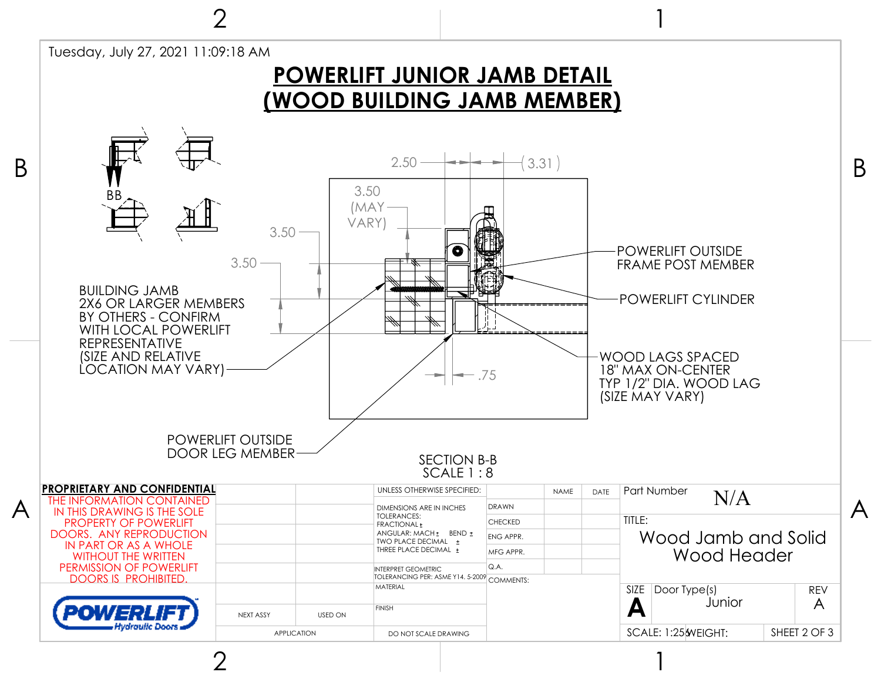Tuesday, July 27, 2021 11:09:18 AM

# POWERLIFT JUNIOR JAMB DETAIL (WOOD BUILDING JAMB MEMBER)

BB

2.50 (3.31)

3.50 (MAY VARY)

3.50

3.50

.75

BUILDING JAMB 2X6 OR LARGER MEMBERS BY OTHERS - CONFIRM WITH LOCAL POWERLIFT REPRESENTATIVE (SIZE AND RELATIVE LOCATION MAY VARY)

POWERLIFT OUTSIDE FRAME POST MEMBER

POWERLIFT CYLINDER

WOOD LAGS SPACED 18" MAX ON-CENTER TYP 1/2" DIA. WOOD LAG (SIZE MAY VARY)

POWERLIFT OUTSIDE DOOR LEG MEMBER

SECTION B-B
SCALE 1 : 8

**PROPRIETARY AND CONFIDENTIAL**

THE INFORMATION CONTAINED IN THIS DRAWING IS THE SOLE PROPERTY OF POWERLIFT DOORS. ANY REPRODUCTION IN PART OR AS A WHOLE WITHOUT THE WRITTEN PERMISSION OF POWERLIFT DOORS IS PROHIBITED.

POWERLIFT Hydraulic Doors

| NEXT ASSY | USED ON |
|---|---|
| APPLICATION | |

UNLESS OTHERWISE SPECIFIED:
DIMENSIONS ARE IN INCHES
TOLERANCES:
FRACTIONAL ±
ANGULAR: MACH ± BEND ±
TWO PLACE DECIMAL ±
THREE PLACE DECIMAL ±

INTERPRET GEOMETRIC TOLERANCING PER: ASME Y14. 5-2009

MATERIAL

FINISH

DO NOT SCALE DRAWING

| | NAME | DATE |
|---|---|---|
| DRAWN | | |
| CHECKED | | |
| ENG APPR. | | |
| MFG APPR. | | |
| Q.A. | | |

COMMENTS:

Part Number: N/A

TITLE: Wood Jamb and Solid Wood Header

SIZE: A | Door Type(s): Junior | REV: A

SCALE: 1:25 | WEIGHT: | SHEET 2 OF 3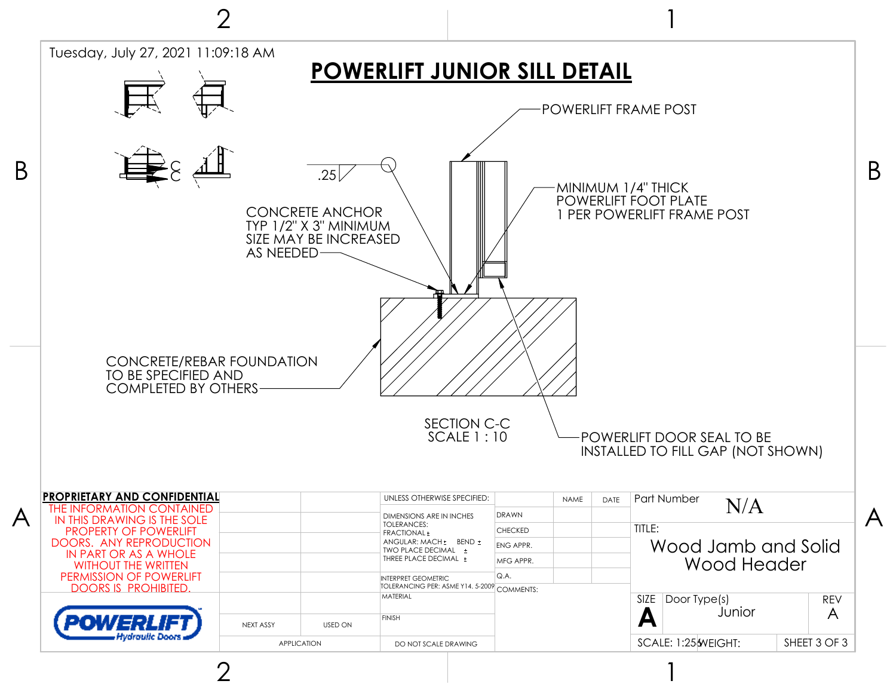Tuesday, July 27, 2021 11:09:18 AM

# POWERLIFT JUNIOR SILL DETAIL

POWERLIFT FRAME POST

.25

MINIMUM 1/4" THICK
POWERLIFT FOOT PLATE
1 PER POWERLIFT FRAME POST

CONCRETE ANCHOR
TYP 1/2" X 3" MINIMUM
SIZE MAY BE INCREASED
AS NEEDED

CONCRETE/REBAR FOUNDATION
TO BE SPECIFIED AND
COMPLETED BY OTHERS

SECTION C-C
SCALE 1 : 10

POWERLIFT DOOR SEAL TO BE
INSTALLED TO FILL GAP (NOT SHOWN)

**PROPRIETARY AND CONFIDENTIAL**

THE INFORMATION CONTAINED IN THIS DRAWING IS THE SOLE PROPERTY OF POWERLIFT DOORS. ANY REPRODUCTION IN PART OR AS A WHOLE WITHOUT THE WRITTEN PERMISSION OF POWERLIFT DOORS IS PROHIBITED.

POWERLIFT Hydraulic Doors

| | | |
|---|---|---|
| NEXT ASSY | USED ON | |
| APPLICATION | | |

UNLESS OTHERWISE SPECIFIED:
DIMENSIONS ARE IN INCHES
TOLERANCES:
FRACTIONAL ±
ANGULAR: MACH ± BEND ±
TWO PLACE DECIMAL ±
THREE PLACE DECIMAL ±

INTERPRET GEOMETRIC TOLERANCING PER: ASME Y14. 5-2009

MATERIAL

FINISH

DO NOT SCALE DRAWING

| | NAME | DATE |
|---|---|---|
| DRAWN | | |
| CHECKED | | |
| ENG APPR. | | |
| MFG APPR. | | |
| Q.A. | | |

COMMENTS:

Part Number: N/A

TITLE: Wood Jamb and Solid Wood Header

SIZE: A

Door Type(s): Junior

REV: A

SCALE: 1:25

WEIGHT:

SHEET 3 OF 3